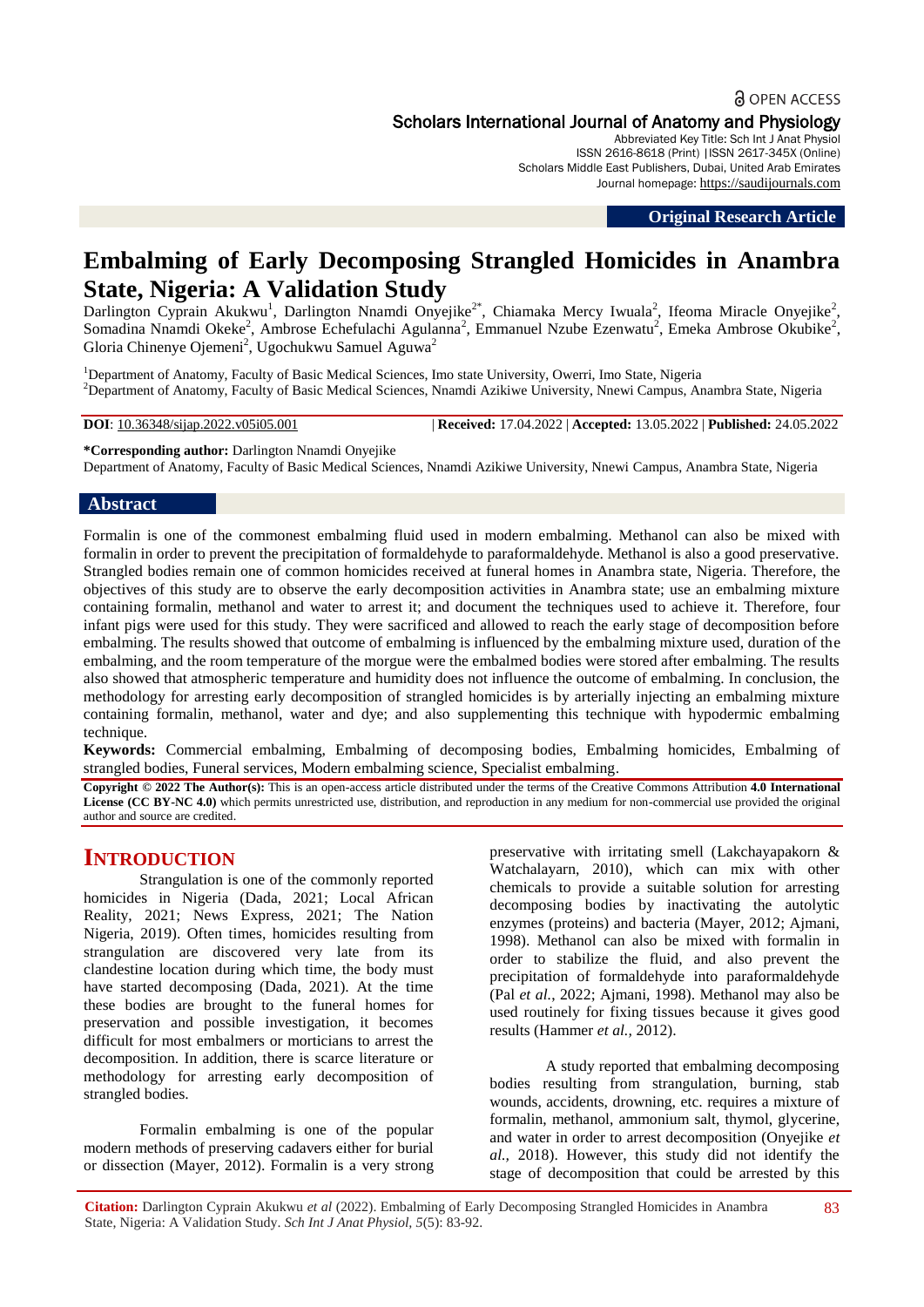OPEN ACCESS

**Scholars International Journal of Anatomy and Physiology**

Abbreviated Key Title: Sch Int J Anat Physiol
ISSN 2616-8618 (Print) |ISSN 2617-345X (Online)
Scholars Middle East Publishers, Dubai, United Arab Emirates
Journal homepage: https://saudijournals.com

**Original Research Article**

# Embalming of Early Decomposing Strangled Homicides in Anambra State, Nigeria: A Validation Study

Darlington Cyprain Akukwu[1], Darlington Nnamdi Onyejike[2*], Chiamaka Mercy Iwuala[2], Ifeoma Miracle Onyejike[2], Somadina Nnamdi Okeke[2], Ambrose Echefulachi Agulanna[2], Emmanuel Nzube Ezenwatu[2], Emeka Ambrose Okubike[2], Gloria Chinenye Ojemeni[2], Ugochukwu Samuel Aguwa[2]

[1]Department of Anatomy, Faculty of Basic Medical Sciences, Imo state University, Owerri, Imo State, Nigeria
[2]Department of Anatomy, Faculty of Basic Medical Sciences, Nnamdi Azikiwe University, Nnewi Campus, Anambra State, Nigeria

**DOI**: 10.36348/sijap.2022.v05i05.001 | **Received:** 17.04.2022 | **Accepted:** 13.05.2022 | **Published:** 24.05.2022

**\*Corresponding author:** Darlington Nnamdi Onyejike
Department of Anatomy, Faculty of Basic Medical Sciences, Nnamdi Azikiwe University, Nnewi Campus, Anambra State, Nigeria

## Abstract

Formalin is one of the commonest embalming fluid used in modern embalming. Methanol can also be mixed with formalin in order to prevent the precipitation of formaldehyde to paraformaldehyde. Methanol is also a good preservative. Strangled bodies remain one of common homicides received at funeral homes in Anambra state, Nigeria. Therefore, the objectives of this study are to observe the early decomposition activities in Anambra state; use an embalming mixture containing formalin, methanol and water to arrest it; and document the techniques used to achieve it. Therefore, four infant pigs were used for this study. They were sacrificed and allowed to reach the early stage of decomposition before embalming. The results showed that outcome of embalming is influenced by the embalming mixture used, duration of the embalming, and the room temperature of the morgue were the embalmed bodies were stored after embalming. The results also showed that atmospheric temperature and humidity does not influence the outcome of embalming. In conclusion, the methodology for arresting early decomposition of strangled homicides is by arterially injecting an embalming mixture containing formalin, methanol, water and dye; and also supplementing this technique with hypodermic embalming technique.

**Keywords:** Commercial embalming, Embalming of decomposing bodies, Embalming homicides, Embalming of strangled bodies, Funeral services, Modern embalming science, Specialist embalming.

**Copyright © 2022 The Author(s):** This is an open-access article distributed under the terms of the Creative Commons Attribution **4.0 International License (CC BY-NC 4.0)** which permits unrestricted use, distribution, and reproduction in any medium for non-commercial use provided the original author and source are credited.

## INTRODUCTION

Strangulation is one of the commonly reported homicides in Nigeria (Dada, 2021; Local African Reality, 2021; News Express, 2021; The Nation Nigeria, 2019). Often times, homicides resulting from strangulation are discovered very late from its clandestine location during which time, the body must have started decomposing (Dada, 2021). At the time these bodies are brought to the funeral homes for preservation and possible investigation, it becomes difficult for most embalmers or morticians to arrest the decomposition. In addition, there is scarce literature or methodology for arresting early decomposition of strangled bodies.

Formalin embalming is one of the popular modern methods of preserving cadavers either for burial or dissection (Mayer, 2012). Formalin is a very strong preservative with irritating smell (Lakchayapakorn & Watchalayarn, 2010), which can mix with other chemicals to provide a suitable solution for arresting decomposing bodies by inactivating the autolytic enzymes (proteins) and bacteria (Mayer, 2012; Ajmani, 1998). Methanol can also be mixed with formalin in order to stabilize the fluid, and also prevent the precipitation of formaldehyde into paraformaldehyde (Pal *et al.*, 2022; Ajmani, 1998). Methanol may also be used routinely for fixing tissues because it gives good results (Hammer *et al.*, 2012).

A study reported that embalming decomposing bodies resulting from strangulation, burning, stab wounds, accidents, drowning, etc. requires a mixture of formalin, methanol, ammonium salt, thymol, glycerine, and water in order to arrest decomposition (Onyejike *et al.*, 2018). However, this study did not identify the stage of decomposition that could be arrested by this

**Citation:** Darlington Cyprain Akukwu *et al* (2022). Embalming of Early Decomposing Strangled Homicides in Anambra State, Nigeria: A Validation Study. *Sch Int J Anat Physiol, 5*(5): 83-92.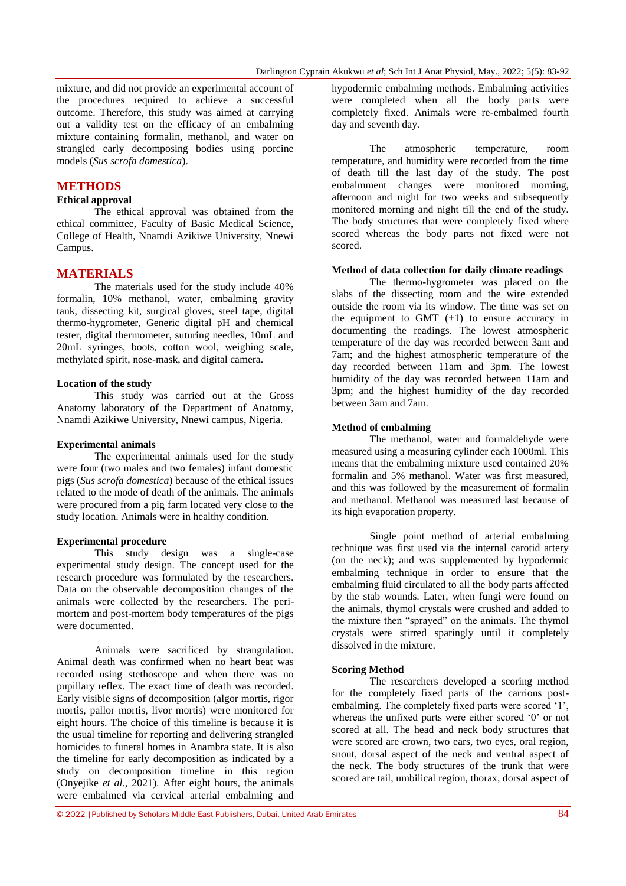mixture, and did not provide an experimental account of the procedures required to achieve a successful outcome. Therefore, this study was aimed at carrying out a validity test on the efficacy of an embalming mixture containing formalin, methanol, and water on strangled early decomposing bodies using porcine models (*Sus scrofa domestica*).

## METHODS

### Ethical approval

The ethical approval was obtained from the ethical committee, Faculty of Basic Medical Science, College of Health, Nnamdi Azikiwe University, Nnewi Campus.

## MATERIALS

The materials used for the study include 40% formalin, 10% methanol, water, embalming gravity tank, dissecting kit, surgical gloves, steel tape, digital thermo-hygrometer, Generic digital pH and chemical tester, digital thermometer, suturing needles, 10mL and 20mL syringes, boots, cotton wool, weighing scale, methylated spirit, nose-mask, and digital camera.

### Location of the study

This study was carried out at the Gross Anatomy laboratory of the Department of Anatomy, Nnamdi Azikiwe University, Nnewi campus, Nigeria.

### Experimental animals

The experimental animals used for the study were four (two males and two females) infant domestic pigs (*Sus scrofa domestica*) because of the ethical issues related to the mode of death of the animals. The animals were procured from a pig farm located very close to the study location. Animals were in healthy condition.

### Experimental procedure

This study design was a single-case experimental study design. The concept used for the research procedure was formulated by the researchers. Data on the observable decomposition changes of the animals were collected by the researchers. The peri-mortem and post-mortem body temperatures of the pigs were documented.

Animals were sacrificed by strangulation. Animal death was confirmed when no heart beat was recorded using stethoscope and when there was no pupillary reflex. The exact time of death was recorded. Early visible signs of decomposition (algor mortis, rigor mortis, pallor mortis, livor mortis) were monitored for eight hours. The choice of this timeline is because it is the usual timeline for reporting and delivering strangled homicides to funeral homes in Anambra state. It is also the timeline for early decomposition as indicated by a study on decomposition timeline in this region (Onyejike *et al.*, 2021). After eight hours, the animals were embalmed via cervical arterial embalming and hypodermic embalming methods. Embalming activities were completed when all the body parts were completely fixed. Animals were re-embalmed fourth day and seventh day.

The atmospheric temperature, room temperature, and humidity were recorded from the time of death till the last day of the study. The post embalmment changes were monitored morning, afternoon and night for two weeks and subsequently monitored morning and night till the end of the study. The body structures that were completely fixed where scored whereas the body parts not fixed were not scored.

### Method of data collection for daily climate readings

The thermo-hygrometer was placed on the slabs of the dissecting room and the wire extended outside the room via its window. The time was set on the equipment to GMT (+1) to ensure accuracy in documenting the readings. The lowest atmospheric temperature of the day was recorded between 3am and 7am; and the highest atmospheric temperature of the day recorded between 11am and 3pm. The lowest humidity of the day was recorded between 11am and 3pm; and the highest humidity of the day recorded between 3am and 7am.

### Method of embalming

The methanol, water and formaldehyde were measured using a measuring cylinder each 1000ml. This means that the embalming mixture used contained 20% formalin and 5% methanol. Water was first measured, and this was followed by the measurement of formalin and methanol. Methanol was measured last because of its high evaporation property.

Single point method of arterial embalming technique was first used via the internal carotid artery (on the neck); and was supplemented by hypodermic embalming technique in order to ensure that the embalming fluid circulated to all the body parts affected by the stab wounds. Later, when fungi were found on the animals, thymol crystals were crushed and added to the mixture then "sprayed" on the animals. The thymol crystals were stirred sparingly until it completely dissolved in the mixture.

### Scoring Method

The researchers developed a scoring method for the completely fixed parts of the carrions post-embalming. The completely fixed parts were scored '1', whereas the unfixed parts were either scored '0' or not scored at all. The head and neck body structures that were scored are crown, two ears, two eyes, oral region, snout, dorsal aspect of the neck and ventral aspect of the neck. The body structures of the trunk that were scored are tail, umbilical region, thorax, dorsal aspect of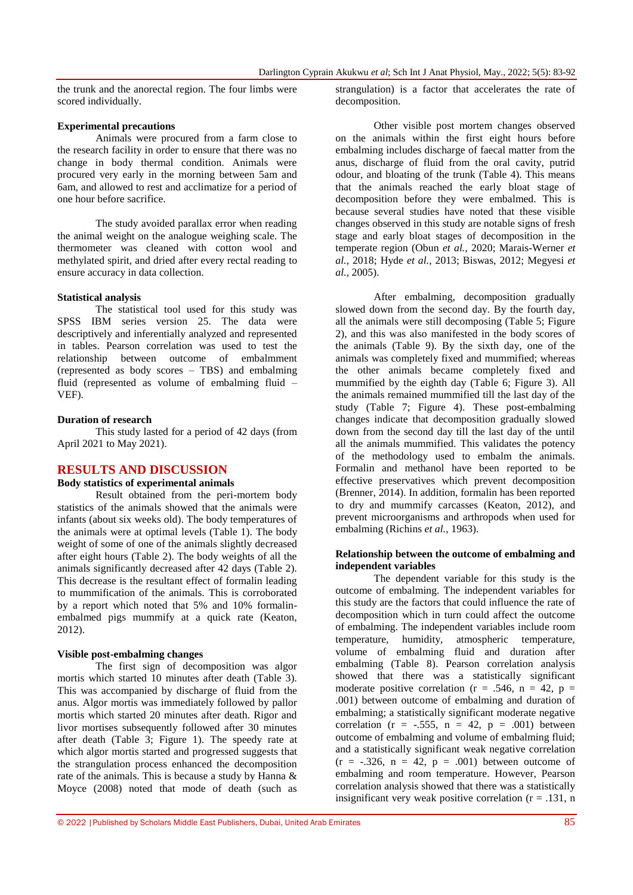the trunk and the anorectal region. The four limbs were scored individually.

**Experimental precautions**

Animals were procured from a farm close to the research facility in order to ensure that there was no change in body thermal condition. Animals were procured very early in the morning between 5am and 6am, and allowed to rest and acclimatize for a period of one hour before sacrifice.

The study avoided parallax error when reading the animal weight on the analogue weighing scale. The thermometer was cleaned with cotton wool and methylated spirit, and dried after every rectal reading to ensure accuracy in data collection.

**Statistical analysis**

The statistical tool used for this study was SPSS IBM series version 25. The data were descriptively and inferentially analyzed and represented in tables. Pearson correlation was used to test the relationship between outcome of embalmment (represented as body scores – TBS) and embalming fluid (represented as volume of embalming fluid – VEF).

**Duration of research**

This study lasted for a period of 42 days (from April 2021 to May 2021).

## RESULTS AND DISCUSSION

**Body statistics of experimental animals**

Result obtained from the peri-mortem body statistics of the animals showed that the animals were infants (about six weeks old). The body temperatures of the animals were at optimal levels (Table 1). The body weight of some of one of the animals slightly decreased after eight hours (Table 2). The body weights of all the animals significantly decreased after 42 days (Table 2). This decrease is the resultant effect of formalin leading to mummification of the animals. This is corroborated by a report which noted that 5% and 10% formalin-embalmed pigs mummify at a quick rate (Keaton, 2012).

**Visible post-embalming changes**

The first sign of decomposition was algor mortis which started 10 minutes after death (Table 3). This was accompanied by discharge of fluid from the anus. Algor mortis was immediately followed by pallor mortis which started 20 minutes after death. Rigor and livor mortises subsequently followed after 30 minutes after death (Table 3; Figure 1). The speedy rate at which algor mortis started and progressed suggests that the strangulation process enhanced the decomposition rate of the animals. This is because a study by Hanna & Moyce (2008) noted that mode of death (such as strangulation) is a factor that accelerates the rate of decomposition.

Other visible post mortem changes observed on the animals within the first eight hours before embalming includes discharge of faecal matter from the anus, discharge of fluid from the oral cavity, putrid odour, and bloating of the trunk (Table 4). This means that the animals reached the early bloat stage of decomposition before they were embalmed. This is because several studies have noted that these visible changes observed in this study are notable signs of fresh stage and early bloat stages of decomposition in the temperate region (Obun *et al.*, 2020; Marais-Werner *et al.*, 2018; Hyde *et al.*, 2013; Biswas, 2012; Megyesi *et al.*, 2005).

After embalming, decomposition gradually slowed down from the second day. By the fourth day, all the animals were still decomposing (Table 5; Figure 2), and this was also manifested in the body scores of the animals (Table 9). By the sixth day, one of the animals was completely fixed and mummified; whereas the other animals became completely fixed and mummified by the eighth day (Table 6; Figure 3). All the animals remained mummified till the last day of the study (Table 7; Figure 4). These post-embalming changes indicate that decomposition gradually slowed down from the second day till the last day of the until all the animals mummified. This validates the potency of the methodology used to embalm the animals. Formalin and methanol have been reported to be effective preservatives which prevent decomposition (Brenner, 2014). In addition, formalin has been reported to dry and mummify carcasses (Keaton, 2012), and prevent microorganisms and arthropods when used for embalming (Richins *et al.*, 1963).

**Relationship between the outcome of embalming and independent variables**

The dependent variable for this study is the outcome of embalming. The independent variables for this study are the factors that could influence the rate of decomposition which in turn could affect the outcome of embalming. The independent variables include room temperature, humidity, atmospheric temperature, volume of embalming fluid and duration after embalming (Table 8). Pearson correlation analysis showed that there was a statistically significant moderate positive correlation ($r = .546$, $n = 42$, $p = .001$) between outcome of embalming and duration of embalming; a statistically significant moderate negative correlation ($r = -.555$, $n = 42$, $p = .001$) between outcome of embalming and volume of embalming fluid; and a statistically significant weak negative correlation ($r = -.326$, $n = 42$, $p = .001$) between outcome of embalming and room temperature. However, Pearson correlation analysis showed that there was a statistically insignificant very weak positive correlation ($r = .131$, n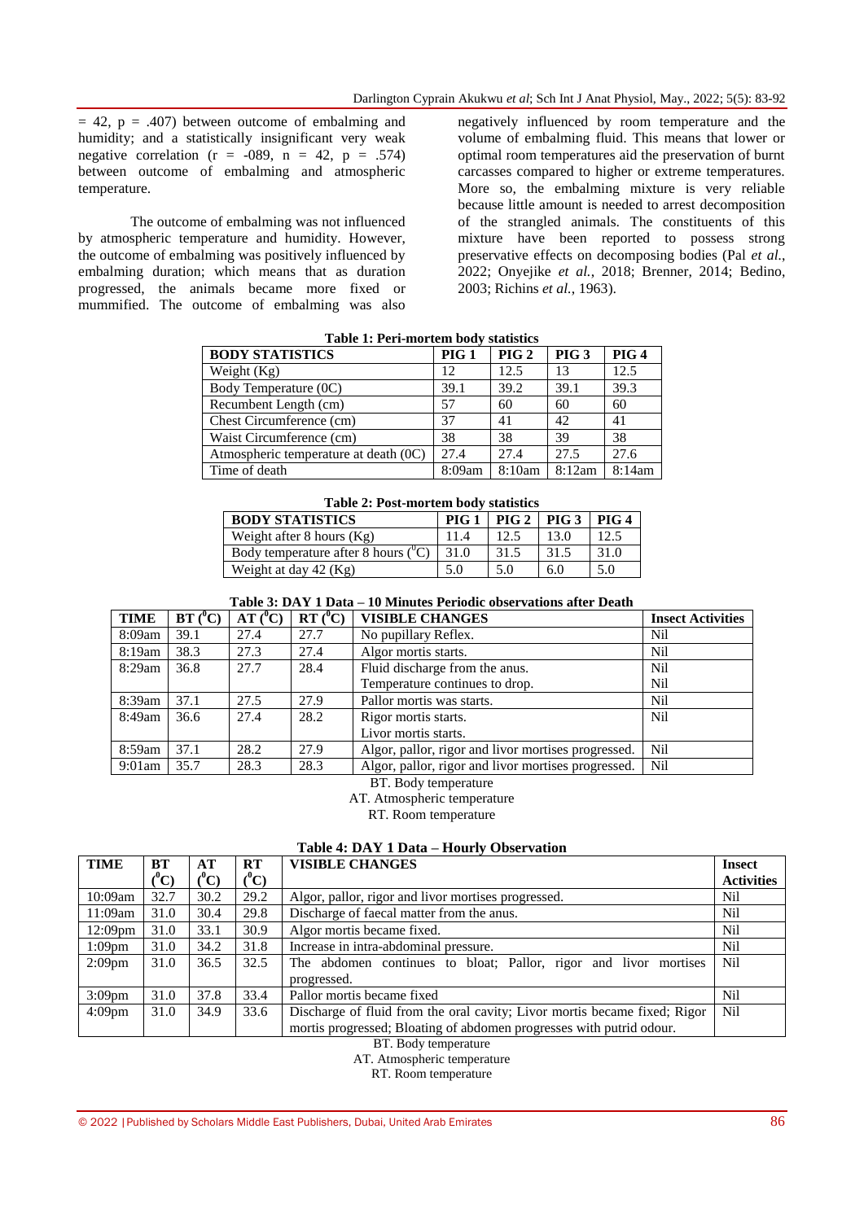= 42, p = .407) between outcome of embalming and humidity; and a statistically insignificant very weak negative correlation (r = -089, n = 42, p = .574) between outcome of embalming and atmospheric temperature.

The outcome of embalming was not influenced by atmospheric temperature and humidity. However, the outcome of embalming was positively influenced by embalming duration; which means that as duration progressed, the animals became more fixed or mummified. The outcome of embalming was also negatively influenced by room temperature and the volume of embalming fluid. This means that lower or optimal room temperatures aid the preservation of burnt carcasses compared to higher or extreme temperatures. More so, the embalming mixture is very reliable because little amount is needed to arrest decomposition of the strangled animals. The constituents of this mixture have been reported to possess strong preservative effects on decomposing bodies (Pal *et al.*, 2022; Onyejike *et al.*, 2018; Brenner, 2014; Bedino, 2003; Richins *et al.*, 1963).

**Table 1: Peri-mortem body statistics**

| BODY STATISTICS | PIG 1 | PIG 2 | PIG 3 | PIG 4 |
|---|---|---|---|---|
| Weight (Kg) | 12 | 12.5 | 13 | 12.5 |
| Body Temperature (0C) | 39.1 | 39.2 | 39.1 | 39.3 |
| Recumbent Length (cm) | 57 | 60 | 60 | 60 |
| Chest Circumference (cm) | 37 | 41 | 42 | 41 |
| Waist Circumference (cm) | 38 | 38 | 39 | 38 |
| Atmospheric temperature at death (0C) | 27.4 | 27.4 | 27.5 | 27.6 |
| Time of death | 8:09am | 8:10am | 8:12am | 8:14am |

**Table 2: Post-mortem body statistics**

| BODY STATISTICS | PIG 1 | PIG 2 | PIG 3 | PIG 4 |
|---|---|---|---|---|
| Weight after 8 hours (Kg) | 11.4 | 12.5 | 13.0 | 12.5 |
| Body temperature after 8 hours ($^0$C) | 31.0 | 31.5 | 31.5 | 31.0 |
| Weight at day 42 (Kg) | 5.0 | 5.0 | 6.0 | 5.0 |

**Table 3: DAY 1 Data – 10 Minutes Periodic observations after Death**

| TIME | BT ($^0$C) | AT ($^0$C) | RT ($^0$C) | VISIBLE CHANGES | Insect Activities |
|---|---|---|---|---|---|
| 8:09am | 39.1 | 27.4 | 27.7 | No pupillary Reflex. | Nil |
| 8:19am | 38.3 | 27.3 | 27.4 | Algor mortis starts. | Nil |
| 8:29am | 36.8 | 27.7 | 28.4 | Fluid discharge from the anus. Temperature continues to drop. | Nil Nil |
| 8:39am | 37.1 | 27.5 | 27.9 | Pallor mortis was starts. | Nil |
| 8:49am | 36.6 | 27.4 | 28.2 | Rigor mortis starts. Livor mortis starts. | Nil |
| 8:59am | 37.1 | 28.2 | 27.9 | Algor, pallor, rigor and livor mortises progressed. | Nil |
| 9:01am | 35.7 | 28.3 | 28.3 | Algor, pallor, rigor and livor mortises progressed. | Nil |

BT. Body temperature
AT. Atmospheric temperature
RT. Room temperature

**Table 4: DAY 1 Data – Hourly Observation**

| TIME | BT ($^0$C) | AT ($^0$C) | RT ($^0$C) | VISIBLE CHANGES | Insect Activities |
|---|---|---|---|---|---|
| 10:09am | 32.7 | 30.2 | 29.2 | Algor, pallor, rigor and livor mortises progressed. | Nil |
| 11:09am | 31.0 | 30.4 | 29.8 | Discharge of faecal matter from the anus. | Nil |
| 12:09pm | 31.0 | 33.1 | 30.9 | Algor mortis became fixed. | Nil |
| 1:09pm | 31.0 | 34.2 | 31.8 | Increase in intra-abdominal pressure. | Nil |
| 2:09pm | 31.0 | 36.5 | 32.5 | The abdomen continues to bloat; Pallor, rigor and livor mortises progressed. | Nil |
| 3:09pm | 31.0 | 37.8 | 33.4 | Pallor mortis became fixed | Nil |
| 4:09pm | 31.0 | 34.9 | 33.6 | Discharge of fluid from the oral cavity; Livor mortis became fixed; Rigor mortis progressed; Bloating of abdomen progresses with putrid odour. | Nil |

BT. Body temperature
AT. Atmospheric temperature
RT. Room temperature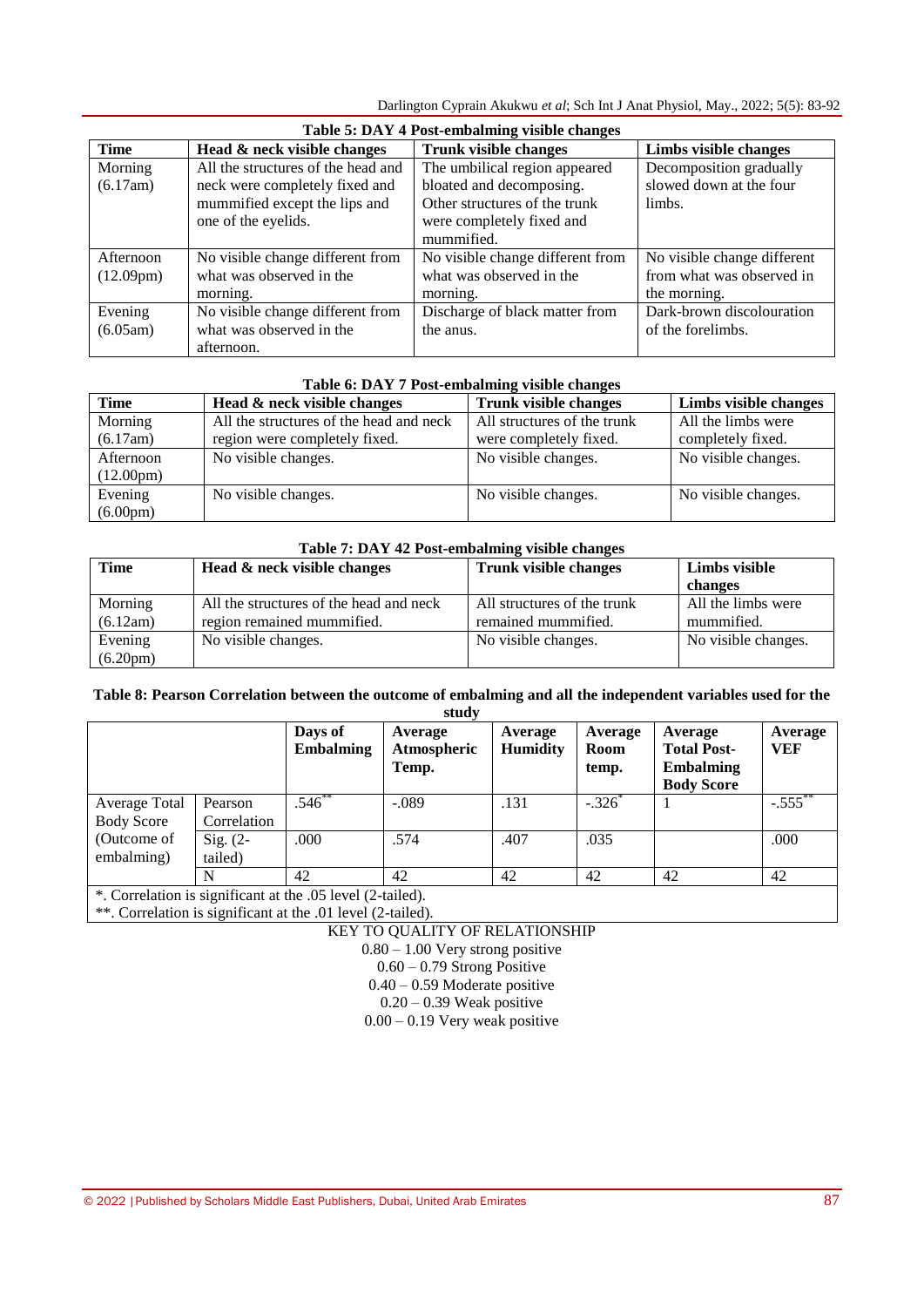**Table 5: DAY 4 Post-embalming visible changes**

| Time | Head & neck visible changes | Trunk visible changes | Limbs visible changes |
|---|---|---|---|
| Morning (6.17am) | All the structures of the head and neck were completely fixed and mummified except the lips and one of the eyelids. | The umbilical region appeared bloated and decomposing. Other structures of the trunk were completely fixed and mummified. | Decomposition gradually slowed down at the four limbs. |
| Afternoon (12.09pm) | No visible change different from what was observed in the morning. | No visible change different from what was observed in the morning. | No visible change different from what was observed in the morning. |
| Evening (6.05am) | No visible change different from what was observed in the afternoon. | Discharge of black matter from the anus. | Dark-brown discolouration of the forelimbs. |

**Table 6: DAY 7 Post-embalming visible changes**

| Time | Head & neck visible changes | Trunk visible changes | Limbs visible changes |
|---|---|---|---|
| Morning (6.17am) | All the structures of the head and neck region were completely fixed. | All structures of the trunk were completely fixed. | All the limbs were completely fixed. |
| Afternoon (12.00pm) | No visible changes. | No visible changes. | No visible changes. |
| Evening (6.00pm) | No visible changes. | No visible changes. | No visible changes. |

**Table 7: DAY 42 Post-embalming visible changes**

| Time | Head & neck visible changes | Trunk visible changes | Limbs visible changes |
|---|---|---|---|
| Morning (6.12am) | All the structures of the head and neck region remained mummified. | All structures of the trunk remained mummified. | All the limbs were mummified. |
| Evening (6.20pm) | No visible changes. | No visible changes. | No visible changes. |

**Table 8: Pearson Correlation between the outcome of embalming and all the independent variables used for the study**

| | | Days of Embalming | Average Atmospheric Temp. | Average Humidity | Average Room temp. | Average Total Post-Embalming Body Score | Average VEF |
|---|---|---|---|---|---|---|---|
| Average Total Body Score (Outcome of embalming) | Pearson Correlation | .546** | -.089 | .131 | -.326* | 1 | -.555** |
| | Sig. (2-tailed) | .000 | .574 | .407 | .035 | | .000 |
| | N | 42 | 42 | 42 | 42 | 42 | 42 |

*. Correlation is significant at the .05 level (2-tailed).
**. Correlation is significant at the .01 level (2-tailed).

KEY TO QUALITY OF RELATIONSHIP

0.80 – 1.00 Very strong positive

0.60 – 0.79 Strong Positive

0.40 – 0.59 Moderate positive

0.20 – 0.39 Weak positive

0.00 – 0.19 Very weak positive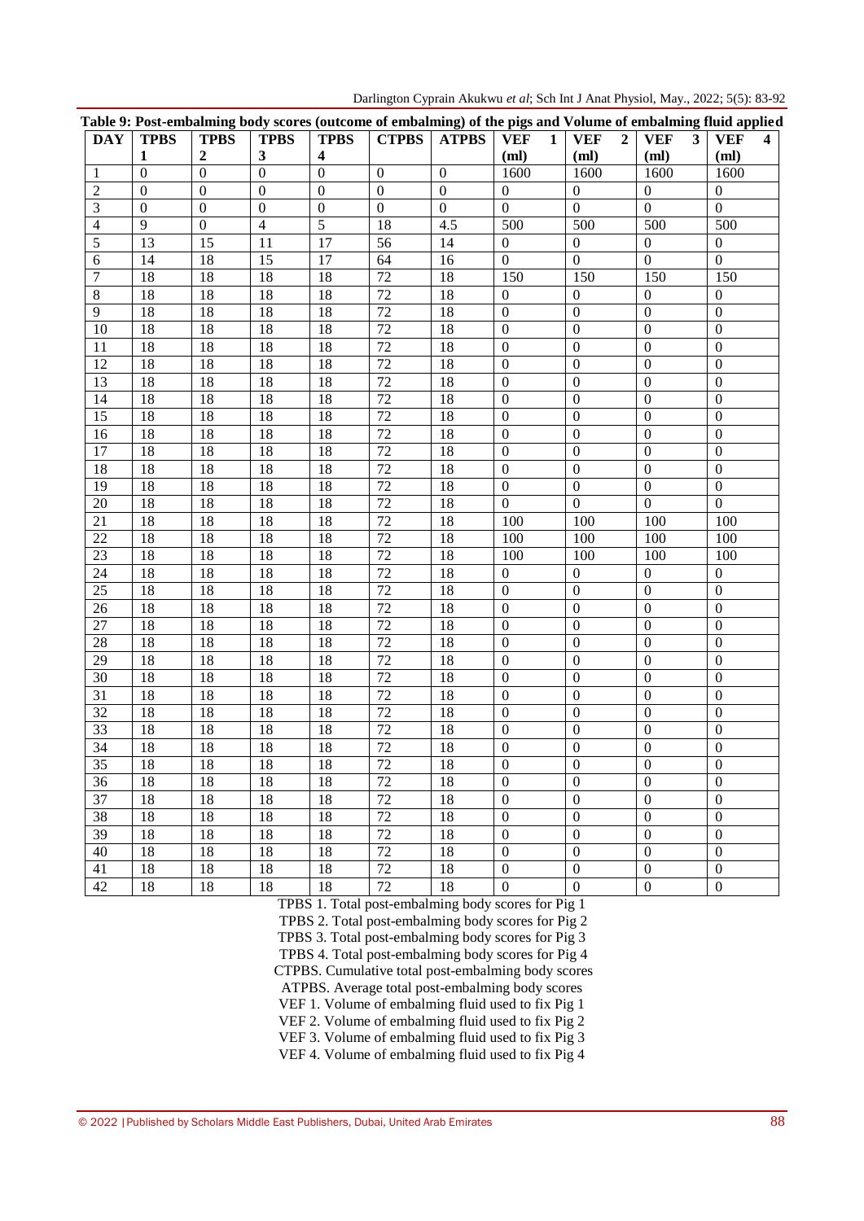**Table 9: Post-embalming body scores (outcome of embalming) of the pigs and Volume of embalming fluid applied**

| DAY | TPBS 1 | TPBS 2 | TPBS 3 | TPBS 4 | CTPBS | ATPBS | VEF 1 (ml) | VEF 2 (ml) | VEF 3 (ml) | VEF 4 (ml) |
|---|---|---|---|---|---|---|---|---|---|---|
| 1 | 0 | 0 | 0 | 0 | 0 | 0 | 1600 | 1600 | 1600 | 1600 |
| 2 | 0 | 0 | 0 | 0 | 0 | 0 | 0 | 0 | 0 | 0 |
| 3 | 0 | 0 | 0 | 0 | 0 | 0 | 0 | 0 | 0 | 0 |
| 4 | 9 | 0 | 4 | 5 | 18 | 4.5 | 500 | 500 | 500 | 500 |
| 5 | 13 | 15 | 11 | 17 | 56 | 14 | 0 | 0 | 0 | 0 |
| 6 | 14 | 18 | 15 | 17 | 64 | 16 | 0 | 0 | 0 | 0 |
| 7 | 18 | 18 | 18 | 18 | 72 | 18 | 150 | 150 | 150 | 150 |
| 8 | 18 | 18 | 18 | 18 | 72 | 18 | 0 | 0 | 0 | 0 |
| 9 | 18 | 18 | 18 | 18 | 72 | 18 | 0 | 0 | 0 | 0 |
| 10 | 18 | 18 | 18 | 18 | 72 | 18 | 0 | 0 | 0 | 0 |
| 11 | 18 | 18 | 18 | 18 | 72 | 18 | 0 | 0 | 0 | 0 |
| 12 | 18 | 18 | 18 | 18 | 72 | 18 | 0 | 0 | 0 | 0 |
| 13 | 18 | 18 | 18 | 18 | 72 | 18 | 0 | 0 | 0 | 0 |
| 14 | 18 | 18 | 18 | 18 | 72 | 18 | 0 | 0 | 0 | 0 |
| 15 | 18 | 18 | 18 | 18 | 72 | 18 | 0 | 0 | 0 | 0 |
| 16 | 18 | 18 | 18 | 18 | 72 | 18 | 0 | 0 | 0 | 0 |
| 17 | 18 | 18 | 18 | 18 | 72 | 18 | 0 | 0 | 0 | 0 |
| 18 | 18 | 18 | 18 | 18 | 72 | 18 | 0 | 0 | 0 | 0 |
| 19 | 18 | 18 | 18 | 18 | 72 | 18 | 0 | 0 | 0 | 0 |
| 20 | 18 | 18 | 18 | 18 | 72 | 18 | 0 | 0 | 0 | 0 |
| 21 | 18 | 18 | 18 | 18 | 72 | 18 | 100 | 100 | 100 | 100 |
| 22 | 18 | 18 | 18 | 18 | 72 | 18 | 100 | 100 | 100 | 100 |
| 23 | 18 | 18 | 18 | 18 | 72 | 18 | 100 | 100 | 100 | 100 |
| 24 | 18 | 18 | 18 | 18 | 72 | 18 | 0 | 0 | 0 | 0 |
| 25 | 18 | 18 | 18 | 18 | 72 | 18 | 0 | 0 | 0 | 0 |
| 26 | 18 | 18 | 18 | 18 | 72 | 18 | 0 | 0 | 0 | 0 |
| 27 | 18 | 18 | 18 | 18 | 72 | 18 | 0 | 0 | 0 | 0 |
| 28 | 18 | 18 | 18 | 18 | 72 | 18 | 0 | 0 | 0 | 0 |
| 29 | 18 | 18 | 18 | 18 | 72 | 18 | 0 | 0 | 0 | 0 |
| 30 | 18 | 18 | 18 | 18 | 72 | 18 | 0 | 0 | 0 | 0 |
| 31 | 18 | 18 | 18 | 18 | 72 | 18 | 0 | 0 | 0 | 0 |
| 32 | 18 | 18 | 18 | 18 | 72 | 18 | 0 | 0 | 0 | 0 |
| 33 | 18 | 18 | 18 | 18 | 72 | 18 | 0 | 0 | 0 | 0 |
| 34 | 18 | 18 | 18 | 18 | 72 | 18 | 0 | 0 | 0 | 0 |
| 35 | 18 | 18 | 18 | 18 | 72 | 18 | 0 | 0 | 0 | 0 |
| 36 | 18 | 18 | 18 | 18 | 72 | 18 | 0 | 0 | 0 | 0 |
| 37 | 18 | 18 | 18 | 18 | 72 | 18 | 0 | 0 | 0 | 0 |
| 38 | 18 | 18 | 18 | 18 | 72 | 18 | 0 | 0 | 0 | 0 |
| 39 | 18 | 18 | 18 | 18 | 72 | 18 | 0 | 0 | 0 | 0 |
| 40 | 18 | 18 | 18 | 18 | 72 | 18 | 0 | 0 | 0 | 0 |
| 41 | 18 | 18 | 18 | 18 | 72 | 18 | 0 | 0 | 0 | 0 |
| 42 | 18 | 18 | 18 | 18 | 72 | 18 | 0 | 0 | 0 | 0 |

TPBS 1. Total post-embalming body scores for Pig 1
TPBS 2. Total post-embalming body scores for Pig 2
TPBS 3. Total post-embalming body scores for Pig 3
TPBS 4. Total post-embalming body scores for Pig 4
CTPBS. Cumulative total post-embalming body scores
ATPBS. Average total post-embalming body scores
VEF 1. Volume of embalming fluid used to fix Pig 1
VEF 2. Volume of embalming fluid used to fix Pig 2
VEF 3. Volume of embalming fluid used to fix Pig 3
VEF 4. Volume of embalming fluid used to fix Pig 4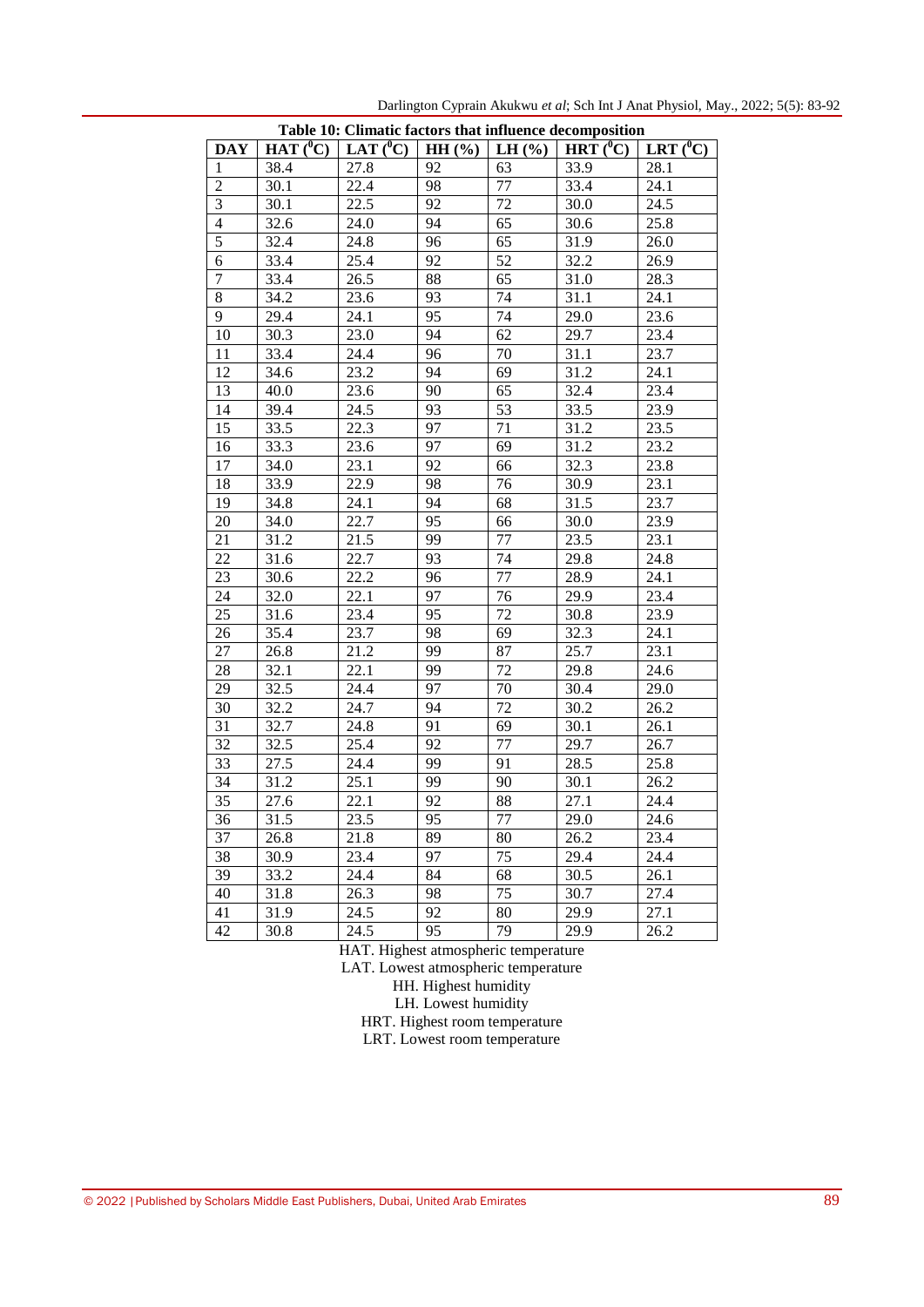**Table 10: Climatic factors that influence decomposition**

| DAY | HAT ($^0$C) | LAT ($^0$C) | HH (%) | LH (%) | HRT ($^0$C) | LRT ($^0$C) |
|---|---|---|---|---|---|---|
| 1 | 38.4 | 27.8 | 92 | 63 | 33.9 | 28.1 |
| 2 | 30.1 | 22.4 | 98 | 77 | 33.4 | 24.1 |
| 3 | 30.1 | 22.5 | 92 | 72 | 30.0 | 24.5 |
| 4 | 32.6 | 24.0 | 94 | 65 | 30.6 | 25.8 |
| 5 | 32.4 | 24.8 | 96 | 65 | 31.9 | 26.0 |
| 6 | 33.4 | 25.4 | 92 | 52 | 32.2 | 26.9 |
| 7 | 33.4 | 26.5 | 88 | 65 | 31.0 | 28.3 |
| 8 | 34.2 | 23.6 | 93 | 74 | 31.1 | 24.1 |
| 9 | 29.4 | 24.1 | 95 | 74 | 29.0 | 23.6 |
| 10 | 30.3 | 23.0 | 94 | 62 | 29.7 | 23.4 |
| 11 | 33.4 | 24.4 | 96 | 70 | 31.1 | 23.7 |
| 12 | 34.6 | 23.2 | 94 | 69 | 31.2 | 24.1 |
| 13 | 40.0 | 23.6 | 90 | 65 | 32.4 | 23.4 |
| 14 | 39.4 | 24.5 | 93 | 53 | 33.5 | 23.9 |
| 15 | 33.5 | 22.3 | 97 | 71 | 31.2 | 23.5 |
| 16 | 33.3 | 23.6 | 97 | 69 | 31.2 | 23.2 |
| 17 | 34.0 | 23.1 | 92 | 66 | 32.3 | 23.8 |
| 18 | 33.9 | 22.9 | 98 | 76 | 30.9 | 23.1 |
| 19 | 34.8 | 24.1 | 94 | 68 | 31.5 | 23.7 |
| 20 | 34.0 | 22.7 | 95 | 66 | 30.0 | 23.9 |
| 21 | 31.2 | 21.5 | 99 | 77 | 23.5 | 23.1 |
| 22 | 31.6 | 22.7 | 93 | 74 | 29.8 | 24.8 |
| 23 | 30.6 | 22.2 | 96 | 77 | 28.9 | 24.1 |
| 24 | 32.0 | 22.1 | 97 | 76 | 29.9 | 23.4 |
| 25 | 31.6 | 23.4 | 95 | 72 | 30.8 | 23.9 |
| 26 | 35.4 | 23.7 | 98 | 69 | 32.3 | 24.1 |
| 27 | 26.8 | 21.2 | 99 | 87 | 25.7 | 23.1 |
| 28 | 32.1 | 22.1 | 99 | 72 | 29.8 | 24.6 |
| 29 | 32.5 | 24.4 | 97 | 70 | 30.4 | 29.0 |
| 30 | 32.2 | 24.7 | 94 | 72 | 30.2 | 26.2 |
| 31 | 32.7 | 24.8 | 91 | 69 | 30.1 | 26.1 |
| 32 | 32.5 | 25.4 | 92 | 77 | 29.7 | 26.7 |
| 33 | 27.5 | 24.4 | 99 | 91 | 28.5 | 25.8 |
| 34 | 31.2 | 25.1 | 99 | 90 | 30.1 | 26.2 |
| 35 | 27.6 | 22.1 | 92 | 88 | 27.1 | 24.4 |
| 36 | 31.5 | 23.5 | 95 | 77 | 29.0 | 24.6 |
| 37 | 26.8 | 21.8 | 89 | 80 | 26.2 | 23.4 |
| 38 | 30.9 | 23.4 | 97 | 75 | 29.4 | 24.4 |
| 39 | 33.2 | 24.4 | 84 | 68 | 30.5 | 26.1 |
| 40 | 31.8 | 26.3 | 98 | 75 | 30.7 | 27.4 |
| 41 | 31.9 | 24.5 | 92 | 80 | 29.9 | 27.1 |
| 42 | 30.8 | 24.5 | 95 | 79 | 29.9 | 26.2 |

HAT. Highest atmospheric temperature

LAT. Lowest atmospheric temperature

HH. Highest humidity

LH. Lowest humidity

HRT. Highest room temperature

LRT. Lowest room temperature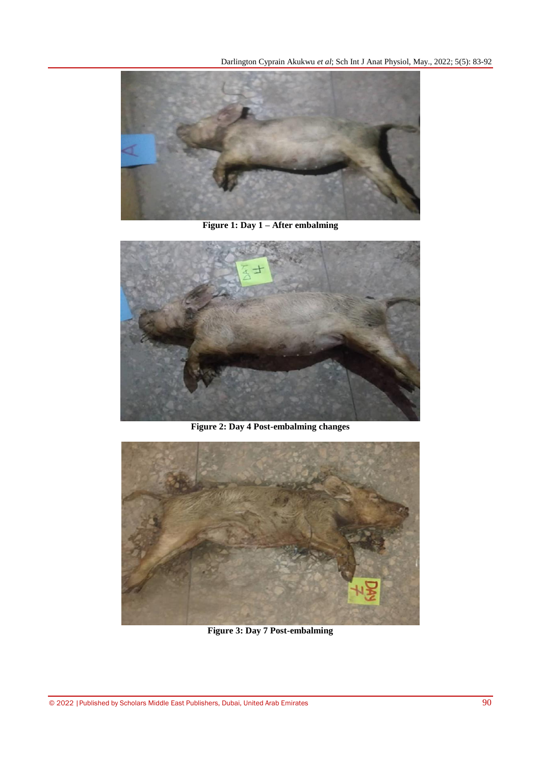**Figure 1: Day 1 – After embalming**

**Figure 2: Day 4 Post-embalming changes**

**Figure 3: Day 7 Post-embalming**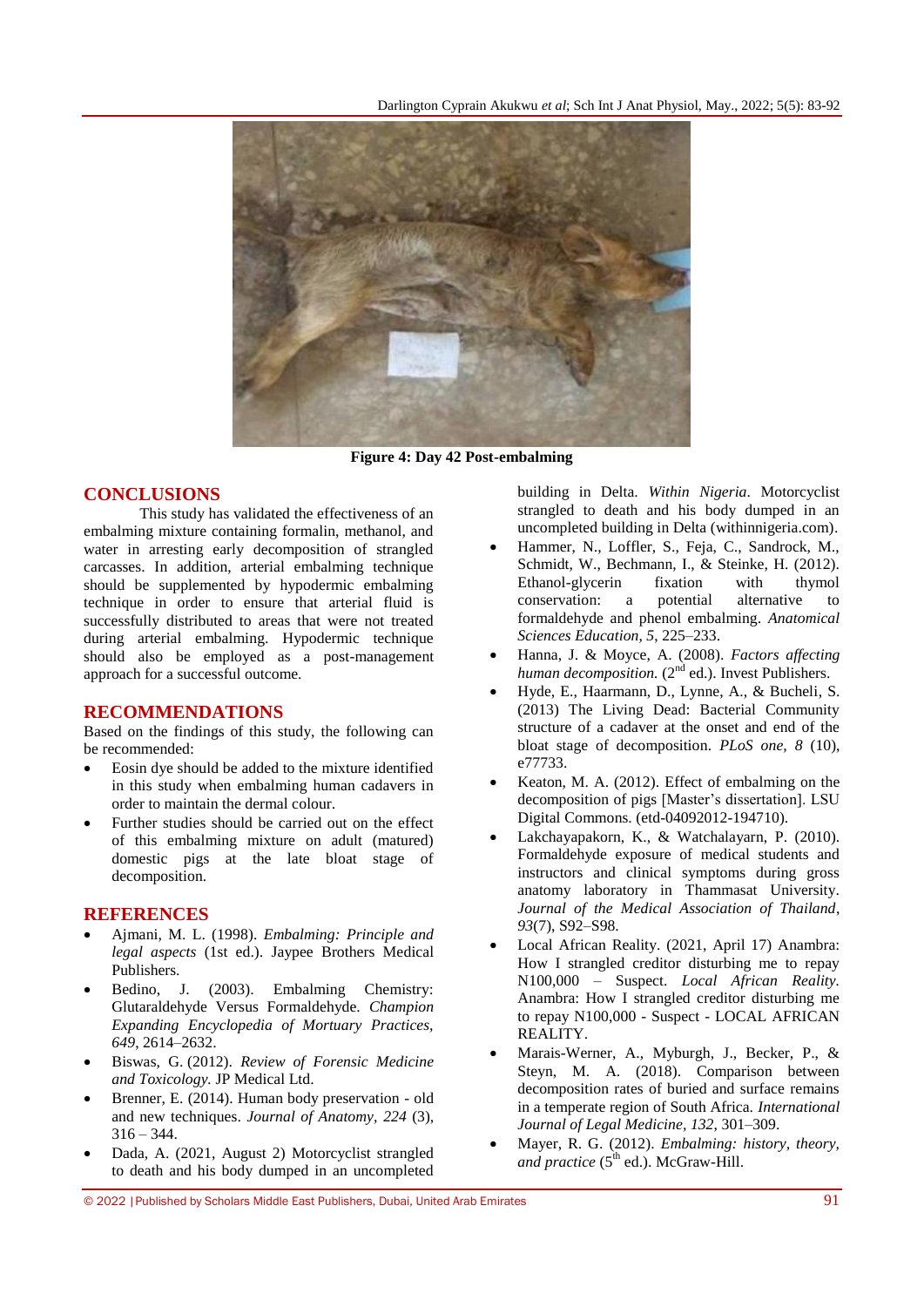**Figure 4: Day 42 Post-embalming**

## CONCLUSIONS

This study has validated the effectiveness of an embalming mixture containing formalin, methanol, and water in arresting early decomposition of strangled carcasses. In addition, arterial embalming technique should be supplemented by hypodermic embalming technique in order to ensure that arterial fluid is successfully distributed to areas that were not treated during arterial embalming. Hypodermic technique should also be employed as a post-management approach for a successful outcome.

## RECOMMENDATIONS

Based on the findings of this study, the following can be recommended:

- Eosin dye should be added to the mixture identified in this study when embalming human cadavers in order to maintain the dermal colour.
- Further studies should be carried out on the effect of this embalming mixture on adult (matured) domestic pigs at the late bloat stage of decomposition.

## REFERENCES

- Ajmani, M. L. (1998). *Embalming: Principle and legal aspects* (1st ed.). Jaypee Brothers Medical Publishers.
- Bedino, J. (2003). Embalming Chemistry: Glutaraldehyde Versus Formaldehyde. *Champion Expanding Encyclopedia of Mortuary Practices, 649*, 2614–2632.
- Biswas, G. (2012). *Review of Forensic Medicine and Toxicology.* JP Medical Ltd.
- Brenner, E. (2014). Human body preservation - old and new techniques. *Journal of Anatomy, 224* (3), 316 – 344.
- Dada, A. (2021, August 2) Motorcyclist strangled to death and his body dumped in an uncompleted building in Delta. *Within Nigeria*. Motorcyclist strangled to death and his body dumped in an uncompleted building in Delta (withinnigeria.com).
- Hammer, N., Loffler, S., Feja, C., Sandrock, M., Schmidt, W., Bechmann, I., & Steinke, H. (2012). Ethanol-glycerin fixation with thymol conservation: a potential alternative to formaldehyde and phenol embalming. *Anatomical Sciences Education, 5*, 225–233.
- Hanna, J. & Moyce, A. (2008). *Factors affecting human decomposition.* (2nd ed.). Invest Publishers.
- Hyde, E., Haarmann, D., Lynne, A., & Bucheli, S. (2013) The Living Dead: Bacterial Community structure of a cadaver at the onset and end of the bloat stage of decomposition. *PLoS one, 8* (10), e77733.
- Keaton, M. A. (2012). Effect of embalming on the decomposition of pigs [Master's dissertation]. LSU Digital Commons. (etd-04092012-194710).
- Lakchayapakorn, K., & Watchalayarn, P. (2010). Formaldehyde exposure of medical students and instructors and clinical symptoms during gross anatomy laboratory in Thammasat University. *Journal of the Medical Association of Thailand*, *93*(7), S92–S98.
- Local African Reality. (2021, April 17) Anambra: How I strangled creditor disturbing me to repay N100,000 – Suspect. *Local African Reality.* Anambra: How I strangled creditor disturbing me to repay N100,000 - Suspect - LOCAL AFRICAN REALITY.
- Marais-Werner, A., Myburgh, J., Becker, P., & Steyn, M. A. (2018). Comparison between decomposition rates of buried and surface remains in a temperate region of South Africa. *International Journal of Legal Medicine, 132*, 301–309.
- Mayer, R. G. (2012). *Embalming: history, theory, and practice* (5th ed.). McGraw-Hill.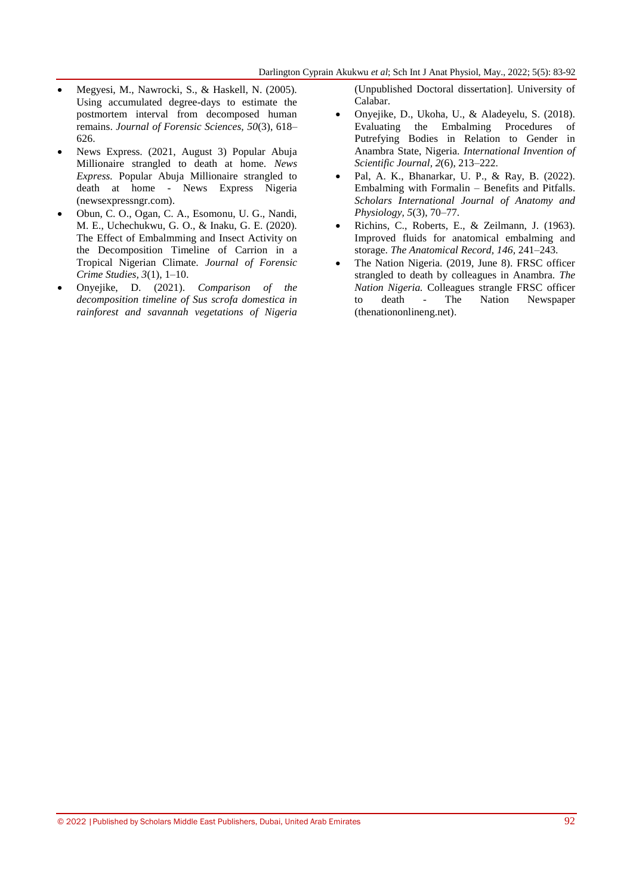- Megyesi, M., Nawrocki, S., & Haskell, N. (2005). Using accumulated degree-days to estimate the postmortem interval from decomposed human remains. *Journal of Forensic Sciences, 50*(3), 618–626.
- News Express. (2021, August 3) Popular Abuja Millionaire strangled to death at home. *News Express.* Popular Abuja Millionaire strangled to death at home - News Express Nigeria (newsexpressngr.com).
- Obun, C. O., Ogan, C. A., Esomonu, U. G., Nandi, M. E., Uchechukwu, G. O., & Inaku, G. E. (2020). The Effect of Embalmming and Insect Activity on the Decomposition Timeline of Carrion in a Tropical Nigerian Climate. *Journal of Forensic Crime Studies, 3*(1), 1–10.
- Onyejike, D. (2021). *Comparison of the decomposition timeline of Sus scrofa domestica in rainforest and savannah vegetations of Nigeria* (Unpublished Doctoral dissertation]. University of Calabar.
- Onyejike, D., Ukoha, U., & Aladeyelu, S. (2018). Evaluating the Embalming Procedures of Putrefying Bodies in Relation to Gender in Anambra State, Nigeria. *International Invention of Scientific Journal, 2*(6), 213–222.
- Pal, A. K., Bhanarkar, U. P., & Ray, B. (2022). Embalming with Formalin – Benefits and Pitfalls. *Scholars International Journal of Anatomy and Physiology, 5*(3), 70–77.
- Richins, C., Roberts, E., & Zeilmann, J. (1963). Improved fluids for anatomical embalming and storage. *The Anatomical Record, 146*, 241–243.
- The Nation Nigeria. (2019, June 8). FRSC officer strangled to death by colleagues in Anambra. *The Nation Nigeria.* Colleagues strangle FRSC officer to death - The Nation Newspaper (thenationonlineng.net).